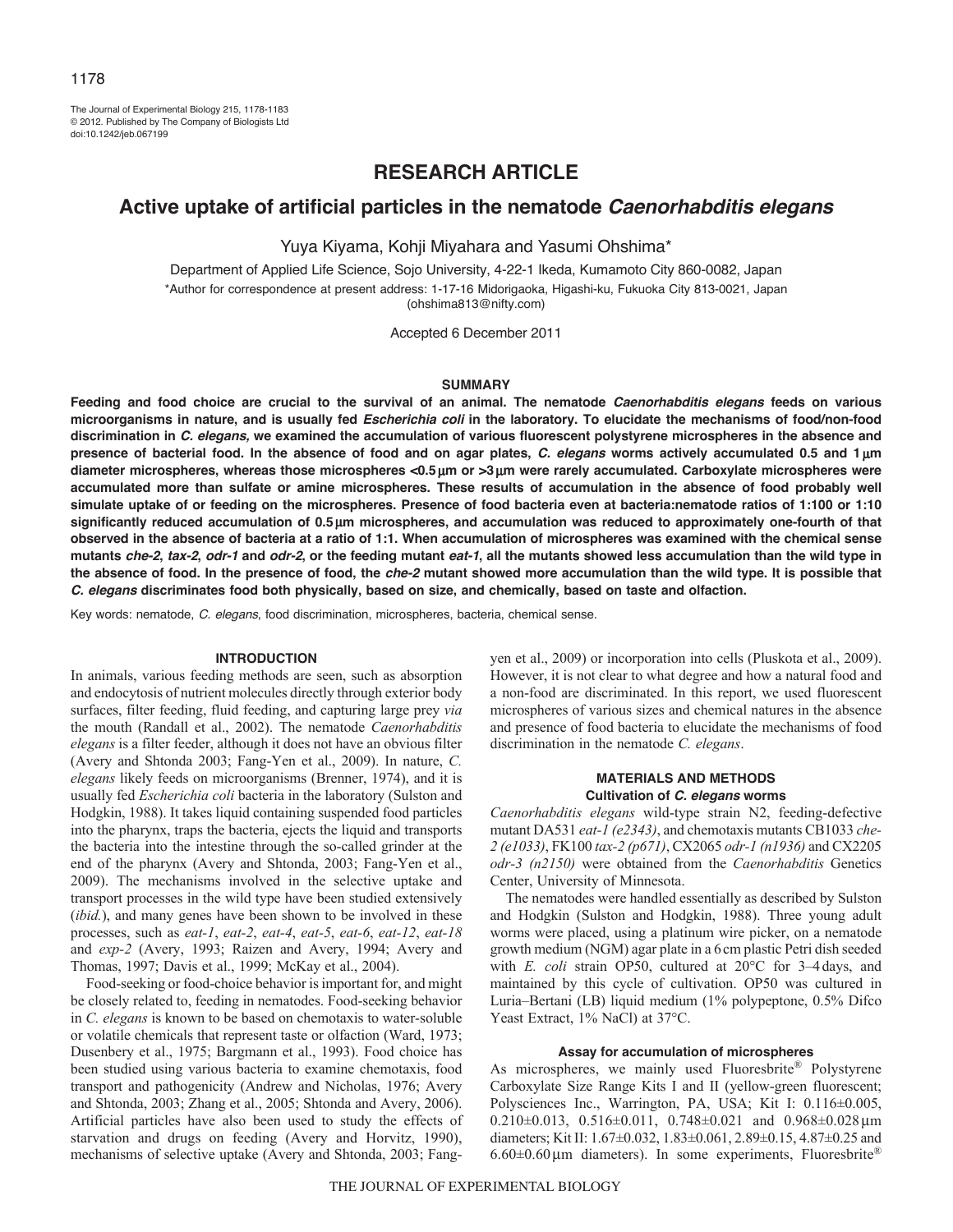# RESEARCH ARTICLE

## Active uptake of artificial particles in the nematode *Caenorhabditis elegans*

Yuya Kiyama, Kohji Miyahara and Yasumi Ohshima*

Department of Applied Life Science, Sojo University, 4-22-1 Ikeda, Kumamoto City 860-0082, Japan

*Author for correspondence at present address: 1-17-16 Midorigaoka, Higashi-ku, Fukuoka City 813-0021, Japan (ohshima813@nifty.com)

Accepted 6 December 2011

### SUMMARY

**Feeding and food choice are crucial to the survival of an animal. The nematode *Caenorhabditis elegans* feeds on various microorganisms in nature, and is usually fed *Escherichia coli* in the laboratory. To elucidate the mechanisms of food/non-food discrimination in *C. elegans,* we examined the accumulation of various fluorescent polystyrene microspheres in the absence and presence of bacterial food. In the absence of food and on agar plates, *C. elegans* worms actively accumulated 0.5 and 1 μm diameter microspheres, whereas those microspheres <0.5 μm or >3 μm were rarely accumulated. Carboxylate microspheres were accumulated more than sulfate or amine microspheres. These results of accumulation in the absence of food probably well simulate uptake of or feeding on the microspheres. Presence of food bacteria even at bacteria:nematode ratios of 1:100 or 1:10 significantly reduced accumulation of 0.5 μm microspheres, and accumulation was reduced to approximately one-fourth of that observed in the absence of bacteria at a ratio of 1:1. When accumulation of microspheres was examined with the chemical sense mutants *che-2*, *tax-2*, *odr-1* and *odr-2*, or the feeding mutant *eat-1*, all the mutants showed less accumulation than the wild type in the absence of food. In the presence of food, the *che-2* mutant showed more accumulation than the wild type. It is possible that *C. elegans* discriminates food both physically, based on size, and chemically, based on taste and olfaction.**

Key words: nematode, *C. elegans*, food discrimination, microspheres, bacteria, chemical sense.

### INTRODUCTION

In animals, various feeding methods are seen, such as absorption and endocytosis of nutrient molecules directly through exterior body surfaces, filter feeding, fluid feeding, and capturing large prey *via* the mouth (Randall et al., 2002). The nematode *Caenorhabditis elegans* is a filter feeder, although it does not have an obvious filter (Avery and Shtonda 2003; Fang-Yen et al., 2009). In nature, *C. elegans* likely feeds on microorganisms (Brenner, 1974), and it is usually fed *Escherichia coli* bacteria in the laboratory (Sulston and Hodgkin, 1988). It takes liquid containing suspended food particles into the pharynx, traps the bacteria, ejects the liquid and transports the bacteria into the intestine through the so-called grinder at the end of the pharynx (Avery and Shtonda, 2003; Fang-Yen et al., 2009). The mechanisms involved in the selective uptake and transport processes in the wild type have been studied extensively (*ibid.*), and many genes have been shown to be involved in these processes, such as *eat-1*, *eat-2*, *eat-4*, *eat-5*, *eat-6*, *eat-12*, *eat-18* and *exp-2* (Avery, 1993; Raizen and Avery, 1994; Avery and Thomas, 1997; Davis et al., 1999; McKay et al., 2004).

Food-seeking or food-choice behavior is important for, and might be closely related to, feeding in nematodes. Food-seeking behavior in *C. elegans* is known to be based on chemotaxis to water-soluble or volatile chemicals that represent taste or olfaction (Ward, 1973; Dusenbery et al., 1975; Bargmann et al., 1993). Food choice has been studied using various bacteria to examine chemotaxis, food transport and pathogenicity (Andrew and Nicholas, 1976; Avery and Shtonda, 2003; Zhang et al., 2005; Shtonda and Avery, 2006). Artificial particles have also been used to study the effects of starvation and drugs on feeding (Avery and Horvitz, 1990), mechanisms of selective uptake (Avery and Shtonda, 2003; Fang-Yen et al., 2009) or incorporation into cells (Pluskota et al., 2009). However, it is not clear to what degree and how a natural food and a non-food are discriminated. In this report, we used fluorescent microspheres of various sizes and chemical natures in the absence and presence of food bacteria to elucidate the mechanisms of food discrimination in the nematode *C. elegans*.

### MATERIALS AND METHODS

#### Cultivation of *C. elegans* worms

*Caenorhabditis elegans* wild-type strain N2, feeding-defective mutant DA531 *eat-1 (e2343)*, and chemotaxis mutants CB1033 *che-2 (e1033)*, FK100 *tax-2 (p671)*, CX2065 *odr-1 (n1936)* and CX2205 *odr-3 (n2150)* were obtained from the *Caenorhabditis* Genetics Center, University of Minnesota.

The nematodes were handled essentially as described by Sulston and Hodgkin (Sulston and Hodgkin, 1988). Three young adult worms were placed, using a platinum wire picker, on a nematode growth medium (NGM) agar plate in a 6 cm plastic Petri dish seeded with *E. coli* strain OP50, cultured at 20°C for 3–4 days, and maintained by this cycle of cultivation. OP50 was cultured in Luria–Bertani (LB) liquid medium (1% polypeptone, 0.5% Difco Yeast Extract, 1% NaCl) at 37°C.

#### Assay for accumulation of microspheres

As microspheres, we mainly used Fluoresbrite® Polystyrene Carboxylate Size Range Kits I and II (yellow-green fluorescent; Polysciences Inc., Warrington, PA, USA; Kit I: 0.116±0.005, 0.210±0.013, 0.516±0.011, 0.748±0.021 and 0.968±0.028 μm diameters; Kit II: 1.67±0.032, 1.83±0.061, 2.89±0.15, 4.87±0.25 and 6.60±0.60 μm diameters). In some experiments, Fluoresbrite®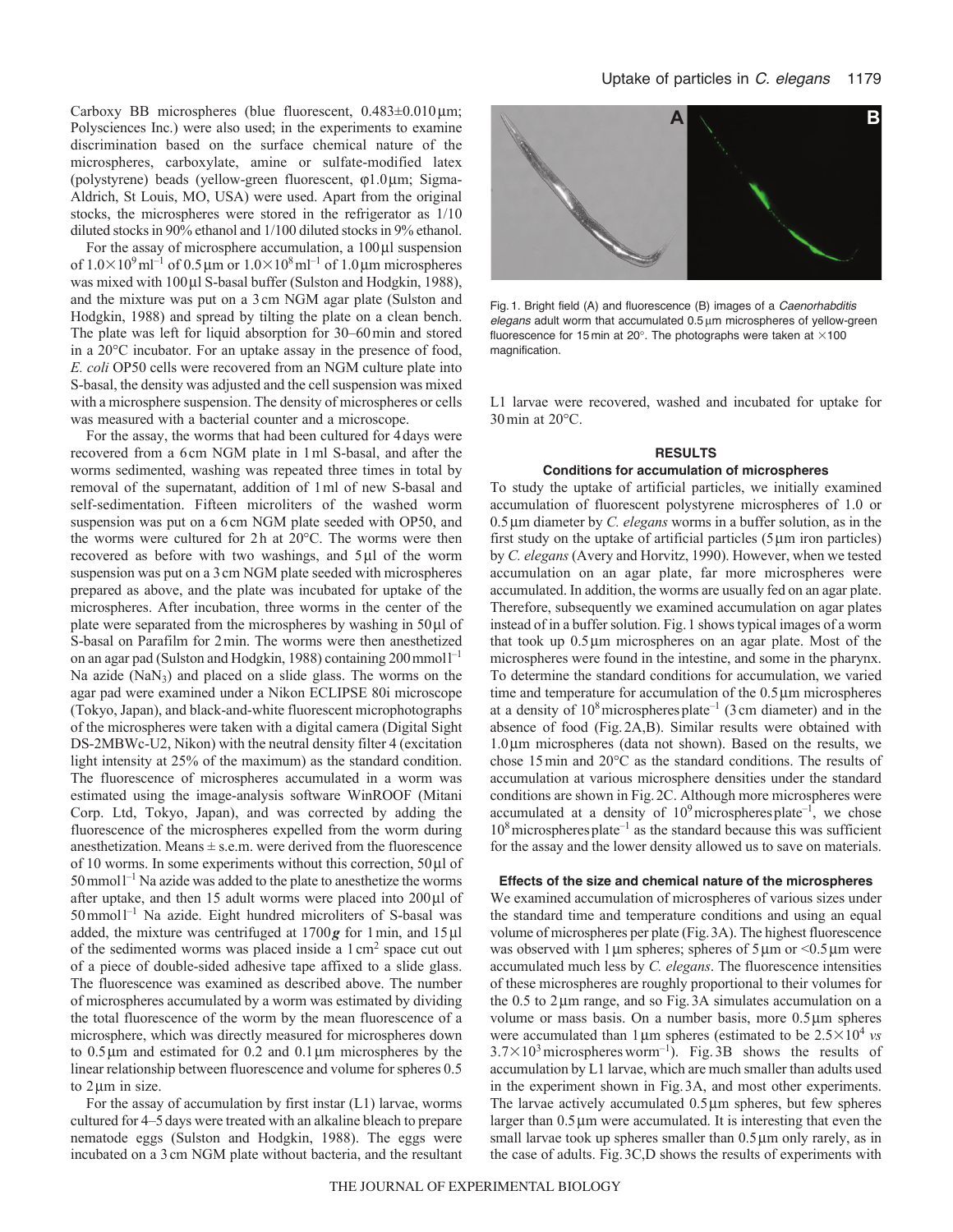Carboxy BB microspheres (blue fluorescent, 0.483±0.010 μm; Polysciences Inc.) were also used; in the experiments to examine discrimination based on the surface chemical nature of the microspheres, carboxylate, amine or sulfate-modified latex (polystyrene) beads (yellow-green fluorescent, φ1.0 μm; Sigma-Aldrich, St Louis, MO, USA) were used. Apart from the original stocks, the microspheres were stored in the refrigerator as 1/10 diluted stocks in 90% ethanol and 1/100 diluted stocks in 9% ethanol.

For the assay of microsphere accumulation, a 100 μl suspension of $1.0\times10^9$ ml$^{-1}$ of 0.5 μm or $1.0\times10^8$ ml$^{-1}$ of 1.0 μm microspheres was mixed with 100 μl S-basal buffer (Sulston and Hodgkin, 1988), and the mixture was put on a 3 cm NGM agar plate (Sulston and Hodgkin, 1988) and spread by tilting the plate on a clean bench. The plate was left for liquid absorption for 30–60 min and stored in a 20°C incubator. For an uptake assay in the presence of food, *E. coli* OP50 cells were recovered from an NGM culture plate into S-basal, the density was adjusted and the cell suspension was mixed with a microsphere suspension. The density of microspheres or cells was measured with a bacterial counter and a microscope.

For the assay, the worms that had been cultured for 4 days were recovered from a 6 cm NGM plate in 1 ml S-basal, and after the worms sedimented, washing was repeated three times in total by removal of the supernatant, addition of 1 ml of new S-basal and self-sedimentation. Fifteen microliters of the washed worm suspension was put on a 6 cm NGM plate seeded with OP50, and the worms were cultured for 2 h at 20°C. The worms were then recovered as before with two washings, and 5 μl of the worm suspension was put on a 3 cm NGM plate seeded with microspheres prepared as above, and the plate was incubated for uptake of the microspheres. After incubation, three worms in the center of the plate were separated from the microspheres by washing in 50 μl of S-basal on Parafilm for 2 min. The worms were then anesthetized on an agar pad (Sulston and Hodgkin, 1988) containing 200 mmol l$^{-1}$ Na azide ($NaN_3$) and placed on a slide glass. The worms on the agar pad were examined under a Nikon ECLIPSE 80i microscope (Tokyo, Japan), and black-and-white fluorescent microphotographs of the microspheres were taken with a digital camera (Digital Sight DS-2MBWc-U2, Nikon) with the neutral density filter 4 (excitation light intensity at 25% of the maximum) as the standard condition. The fluorescence of microspheres accumulated in a worm was estimated using the image-analysis software WinROOF (Mitani Corp. Ltd, Tokyo, Japan), and was corrected by adding the fluorescence of the microspheres expelled from the worm during anesthetization. Means ± s.e.m. were derived from the fluorescence of 10 worms. In some experiments without this correction, 50 μl of 50 mmol l$^{-1}$ Na azide was added to the plate to anesthetize the worms after uptake, and then 15 adult worms were placed into 200 μl of 50 mmol l$^{-1}$ Na azide. Eight hundred microliters of S-basal was added, the mixture was centrifuged at 1700 ***g*** for 1 min, and 15 μl of the sedimented worms was placed inside a 1 cm$^2$ space cut out of a piece of double-sided adhesive tape affixed to a slide glass. The fluorescence was examined as described above. The number of microspheres accumulated by a worm was estimated by dividing the total fluorescence of the worm by the mean fluorescence of a microsphere, which was directly measured for microspheres down to 0.5 μm and estimated for 0.2 and 0.1 μm microspheres by the linear relationship between fluorescence and volume for spheres 0.5 to 2 μm in size.

For the assay of accumulation by first instar (L1) larvae, worms cultured for 4–5 days were treated with an alkaline bleach to prepare nematode eggs (Sulston and Hodgkin, 1988). The eggs were incubated on a 3 cm NGM plate without bacteria, and the resultant L1 larvae were recovered, washed and incubated for uptake for 30 min at 20°C.

Fig. 1. Bright field (A) and fluorescence (B) images of a *Caenorhabditis elegans* adult worm that accumulated 0.5 μm microspheres of yellow-green fluorescence for 15 min at 20°. The photographs were taken at ×100 magnification.

## RESULTS

### Conditions for accumulation of microspheres

To study the uptake of artificial particles, we initially examined accumulation of fluorescent polystyrene microspheres of 1.0 or 0.5 μm diameter by *C. elegans* worms in a buffer solution, as in the first study on the uptake of artificial particles (5 μm iron particles) by *C. elegans* (Avery and Horvitz, 1990). However, when we tested accumulation on an agar plate, far more microspheres were accumulated. In addition, the worms are usually fed on an agar plate. Therefore, subsequently we examined accumulation on agar plates instead of in a buffer solution. Fig. 1 shows typical images of a worm that took up 0.5 μm microspheres on an agar plate. Most of the microspheres were found in the intestine, and some in the pharynx. To determine the standard conditions for accumulation, we varied time and temperature for accumulation of the 0.5 μm microspheres at a density of $10^8$ microspheres plate$^{-1}$ (3 cm diameter) and in the absence of food (Fig. 2A,B). Similar results were obtained with 1.0 μm microspheres (data not shown). Based on the results, we chose 15 min and 20°C as the standard conditions. The results of accumulation at various microsphere densities under the standard conditions are shown in Fig. 2C. Although more microspheres were accumulated at a density of $10^9$ microspheres plate$^{-1}$, we chose $10^8$ microspheres plate$^{-1}$ as the standard because this was sufficient for the assay and the lower density allowed us to save on materials.

### Effects of the size and chemical nature of the microspheres

We examined accumulation of microspheres of various sizes under the standard time and temperature conditions and using an equal volume of microspheres per plate (Fig. 3A). The highest fluorescence was observed with 1 μm spheres; spheres of 5 μm or <0.5 μm were accumulated much less by *C. elegans*. The fluorescence intensities of these microspheres are roughly proportional to their volumes for the 0.5 to 2 μm range, and so Fig. 3A simulates accumulation on a volume or mass basis. On a number basis, more 0.5 μm spheres were accumulated than 1 μm spheres (estimated to be $2.5\times10^4$ *vs* $3.7\times10^3$ microspheres worm$^{-1}$). Fig. 3B shows the results of accumulation by L1 larvae, which are much smaller than adults used in the experiment shown in Fig. 3A, and most other experiments. The larvae actively accumulated 0.5 μm spheres, but few spheres larger than 0.5 μm were accumulated. It is interesting that even the small larvae took up spheres smaller than 0.5 μm only rarely, as in the case of adults. Fig. 3C,D shows the results of experiments with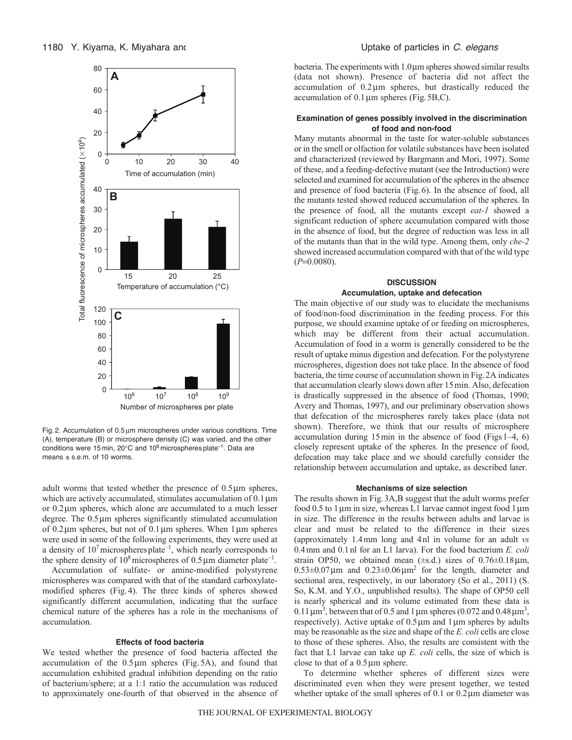Fig. 2. Accumulation of 0.5 μm microspheres under various conditions. Time (A), temperature (B) or microsphere density (C) was varied, and the other conditions were 15 min, 20°C and $10^8$ microspheres plate$^{-1}$. Data are means ± s.e.m. of 10 worms.

adult worms that tested whether the presence of 0.5 μm spheres, which are actively accumulated, stimulates accumulation of 0.1 μm or 0.2 μm spheres, which alone are accumulated to a much lesser degree. The 0.5 μm spheres significantly stimulated accumulation of 0.2 μm spheres, but not of 0.1 μm spheres. When 1 μm spheres were used in some of the following experiments, they were used at a density of $10^7$ microspheres plate$^{-1}$, which nearly corresponds to the sphere density of $10^8$ microspheres of 0.5 μm diameter plate$^{-1}$.

Accumulation of sulfate- or amine-modified polystyrene microspheres was compared with that of the standard carboxylate-modified spheres (Fig. 4). The three kinds of spheres showed significantly different accumulation, indicating that the surface chemical nature of the spheres has a role in the mechanisms of accumulation.

### Effects of food bacteria

We tested whether the presence of food bacteria affected the accumulation of the 0.5 μm spheres (Fig. 5A), and found that accumulation exhibited gradual inhibition depending on the ratio of bacterium/sphere; at a 1:1 ratio the accumulation was reduced to approximately one-fourth of that observed in the absence of bacteria. The experiments with 1.0 μm spheres showed similar results (data not shown). Presence of bacteria did not affect the accumulation of 0.2 μm spheres, but drastically reduced the accumulation of 0.1 μm spheres (Fig. 5B,C).

### Examination of genes possibly involved in the discrimination of food and non-food

Many mutants abnormal in the taste for water-soluble substances or in the smell or olfaction for volatile substances have been isolated and characterized (reviewed by Bargmann and Mori, 1997). Some of these, and a feeding-defective mutant (see the Introduction) were selected and examined for accumulation of the spheres in the absence and presence of food bacteria (Fig. 6). In the absence of food, all the mutants tested showed reduced accumulation of the spheres. In the presence of food, all the mutants except *eat-1* showed a significant reduction of sphere accumulation compared with those in the absence of food, but the degree of reduction was less in all of the mutants than that in the wild type. Among them, only *che-2* showed increased accumulation compared with that of the wild type ($P$=0.0080).

## DISCUSSION

### Accumulation, uptake and defecation

The main objective of our study was to elucidate the mechanisms of food/non-food discrimination in the feeding process. For this purpose, we should examine uptake of or feeding on microspheres, which may be different from their actual accumulation. Accumulation of food in a worm is generally considered to be the result of uptake minus digestion and defecation. For the polystyrene microspheres, digestion does not take place. In the absence of food bacteria, the time course of accumulation shown in Fig. 2A indicates that accumulation clearly slows down after 15 min. Also, defecation is drastically suppressed in the absence of food (Thomas, 1990; Avery and Thomas, 1997), and our preliminary observation shows that defecation of the microspheres rarely takes place (data not shown). Therefore, we think that our results of microsphere accumulation during 15 min in the absence of food (Figs 1–4, 6) closely represent uptake of the spheres. In the presence of food, defecation may take place and we should carefully consider the relationship between accumulation and uptake, as described later.

### Mechanisms of size selection

The results shown in Fig. 3A,B suggest that the adult worms prefer food 0.5 to 1 μm in size, whereas L1 larvae cannot ingest food 1 μm in size. The difference in the results between adults and larvae is clear and must be related to the difference in their sizes (approximately 1.4 mm long and 4 nl in volume for an adult *vs* 0.4 mm and 0.1 nl for an L1 larva). For the food bacterium *E. coli* strain OP50, we obtained mean (±s.d.) sizes of 0.76±0.18 μm, 0.53±0.07 μm and 0.23±0.06 μm$^2$ for the length, diameter and sectional area, respectively, in our laboratory (So et al., 2011) (S. So, K.M. and Y.O., unpublished results). The shape of OP50 cell is nearly spherical and its volume estimated from these data is 0.11 μm$^3$, between that of 0.5 and 1 μm spheres (0.072 and 0.48 μm$^3$, respectively). Active uptake of 0.5 μm and 1 μm spheres by adults may be reasonable as the size and shape of the *E. coli* cells are close to those of these spheres. Also, the results are consistent with the fact that L1 larvae can take up *E. coli* cells, the size of which is close to that of a 0.5 μm sphere.

To determine whether spheres of different sizes were discriminated even when they were present together, we tested whether uptake of the small spheres of 0.1 or 0.2 μm diameter was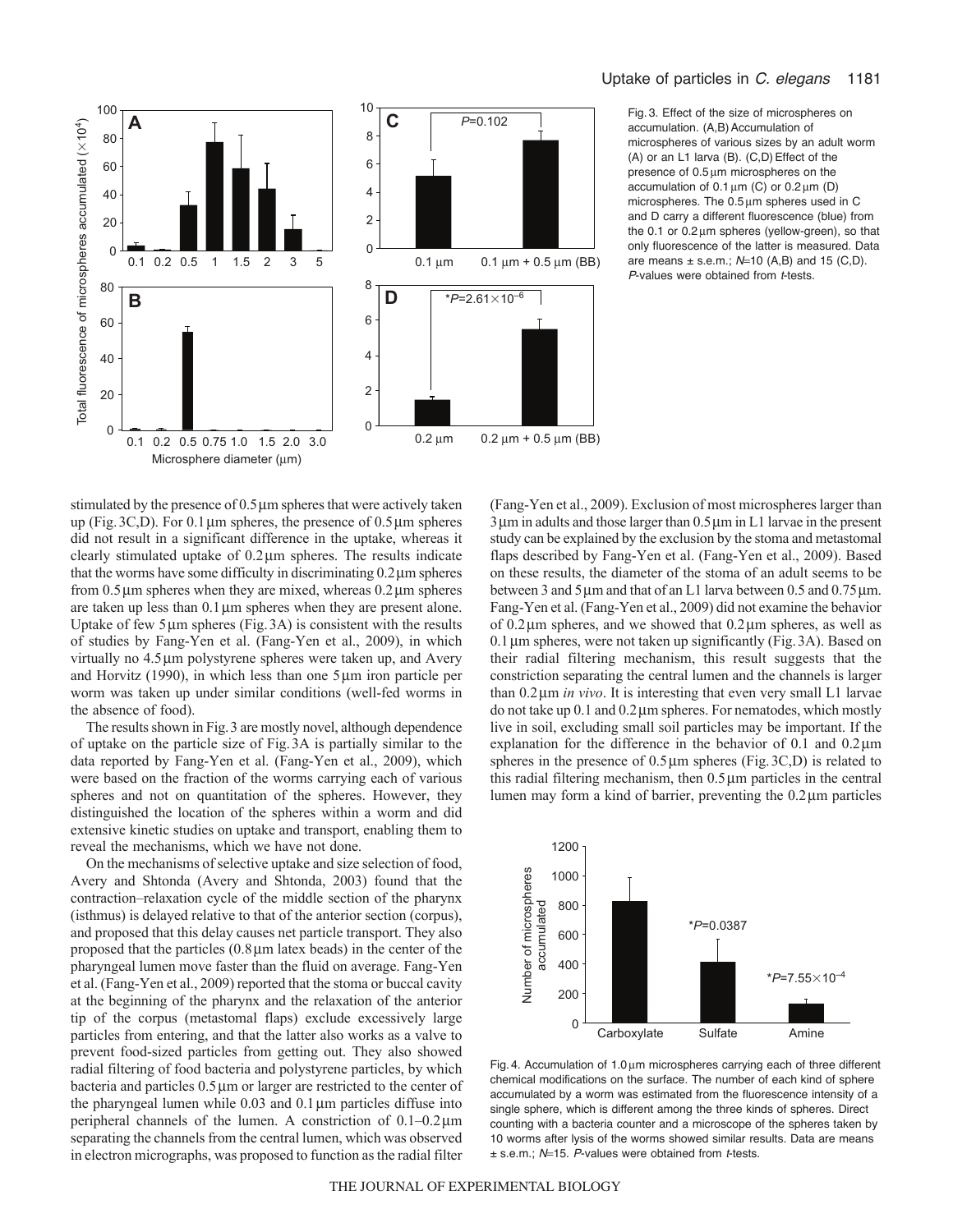Fig. 3. Effect of the size of microspheres on accumulation. (A,B) Accumulation of microspheres of various sizes by an adult worm (A) or an L1 larva (B). (C,D) Effect of the presence of 0.5 μm microspheres on the accumulation of 0.1 μm (C) or 0.2 μm (D) microspheres. The 0.5 μm spheres used in C and D carry a different fluorescence (blue) from the 0.1 or 0.2 μm spheres (yellow-green), so that only fluorescence of the latter is measured. Data are means ± s.e.m.; *N*=10 (A,B) and 15 (C,D). *P*-values were obtained from *t*-tests.

stimulated by the presence of 0.5 μm spheres that were actively taken up (Fig. 3C,D). For 0.1 μm spheres, the presence of 0.5 μm spheres did not result in a significant difference in the uptake, whereas it clearly stimulated uptake of 0.2 μm spheres. The results indicate that the worms have some difficulty in discriminating 0.2 μm spheres from 0.5 μm spheres when they are mixed, whereas 0.2 μm spheres are taken up less than 0.1 μm spheres when they are present alone. Uptake of few 5 μm spheres (Fig. 3A) is consistent with the results of studies by Fang-Yen et al. (Fang-Yen et al., 2009), in which virtually no 4.5 μm polystyrene spheres were taken up, and Avery and Horvitz (1990), in which less than one 5 μm iron particle per worm was taken up under similar conditions (well-fed worms in the absence of food).

The results shown in Fig. 3 are mostly novel, although dependence of uptake on the particle size of Fig. 3A is partially similar to the data reported by Fang-Yen et al. (Fang-Yen et al., 2009), which were based on the fraction of the worms carrying each of various spheres and not on quantitation of the spheres. However, they distinguished the location of the spheres within a worm and did extensive kinetic studies on uptake and transport, enabling them to reveal the mechanisms, which we have not done.

On the mechanisms of selective uptake and size selection of food, Avery and Shtonda (Avery and Shtonda, 2003) found that the contraction–relaxation cycle of the middle section of the pharynx (isthmus) is delayed relative to that of the anterior section (corpus), and proposed that this delay causes net particle transport. They also proposed that the particles (0.8 μm latex beads) in the center of the pharyngeal lumen move faster than the fluid on average. Fang-Yen et al. (Fang-Yen et al., 2009) reported that the stoma or buccal cavity at the beginning of the pharynx and the relaxation of the anterior tip of the corpus (metastomal flaps) exclude excessively large particles from entering, and that the latter also works as a valve to prevent food-sized particles from getting out. They also showed radial filtering of food bacteria and polystyrene particles, by which bacteria and particles 0.5 μm or larger are restricted to the center of the pharyngeal lumen while 0.03 and 0.1 μm particles diffuse into peripheral channels of the lumen. A constriction of 0.1–0.2 μm separating the channels from the central lumen, which was observed in electron micrographs, was proposed to function as the radial filter (Fang-Yen et al., 2009). Exclusion of most microspheres larger than 3 μm in adults and those larger than 0.5 μm in L1 larvae in the present study can be explained by the exclusion by the stoma and metastomal flaps described by Fang-Yen et al. (Fang-Yen et al., 2009). Based on these results, the diameter of the stoma of an adult seems to be between 3 and 5 μm and that of an L1 larva between 0.5 and 0.75 μm. Fang-Yen et al. (Fang-Yen et al., 2009) did not examine the behavior of 0.2 μm spheres, and we showed that 0.2 μm spheres, as well as 0.1 μm spheres, were not taken up significantly (Fig. 3A). Based on their radial filtering mechanism, this result suggests that the constriction separating the central lumen and the channels is larger than 0.2 μm *in vivo*. It is interesting that even very small L1 larvae do not take up 0.1 and 0.2 μm spheres. For nematodes, which mostly live in soil, excluding small soil particles may be important. If the explanation for the difference in the behavior of 0.1 and 0.2 μm spheres in the presence of 0.5 μm spheres (Fig. 3C,D) is related to this radial filtering mechanism, then 0.5 μm particles in the central lumen may form a kind of barrier, preventing the 0.2 μm particles

Fig. 4. Accumulation of 1.0 μm microspheres carrying each of three different chemical modifications on the surface. The number of each kind of sphere accumulated by a worm was estimated from the fluorescence intensity of a single sphere, which is different among the three kinds of spheres. Direct counting with a bacteria counter and a microscope of the spheres taken by 10 worms after lysis of the worms showed similar results. Data are means ± s.e.m.; *N*=15. *P*-values were obtained from *t*-tests.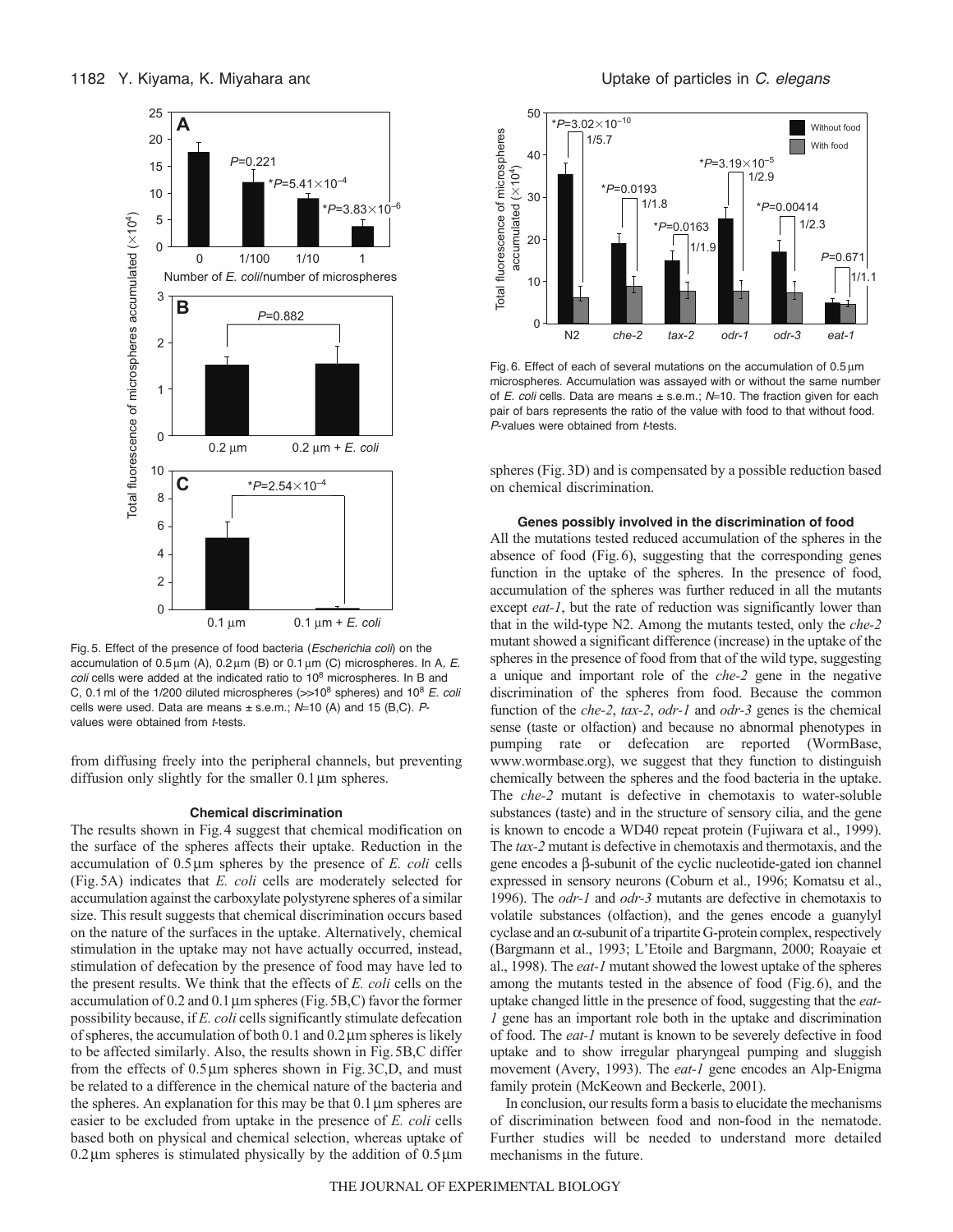Fig. 5. Effect of the presence of food bacteria (*Escherichia coli*) on the accumulation of 0.5 μm (A), 0.2 μm (B) or 0.1 μm (C) microspheres. In A, *E. coli* cells were added at the indicated ratio to $10^8$ microspheres. In B and C, 0.1 ml of the 1/200 diluted microspheres (>>$10^8$ spheres) and $10^8$ *E. coli* cells were used. Data are means ± s.e.m.; *N*=10 (A) and 15 (B,C). *P*-values were obtained from *t*-tests.

from diffusing freely into the peripheral channels, but preventing diffusion only slightly for the smaller 0.1 μm spheres.

### Chemical discrimination

The results shown in Fig. 4 suggest that chemical modification on the surface of the spheres affects their uptake. Reduction in the accumulation of 0.5 μm spheres by the presence of *E. coli* cells (Fig. 5A) indicates that *E. coli* cells are moderately selected for accumulation against the carboxylate polystyrene spheres of a similar size. This result suggests that chemical discrimination occurs based on the nature of the surfaces in the uptake. Alternatively, chemical stimulation in the uptake may not have actually occurred, instead, stimulation of defecation by the presence of food may have led to the present results. We think that the effects of *E. coli* cells on the accumulation of 0.2 and 0.1 μm spheres (Fig. 5B,C) favor the former possibility because, if *E. coli* cells significantly stimulate defecation of spheres, the accumulation of both 0.1 and 0.2 μm spheres is likely to be affected similarly. Also, the results shown in Fig. 5B,C differ from the effects of 0.5 μm spheres shown in Fig. 3C,D, and must be related to a difference in the chemical nature of the bacteria and the spheres. An explanation for this may be that 0.1 μm spheres are easier to be excluded from uptake in the presence of *E. coli* cells based both on physical and chemical selection, whereas uptake of 0.2 μm spheres is stimulated physically by the addition of 0.5 μm spheres (Fig. 3D) and is compensated by a possible reduction based on chemical discrimination.

Fig. 6. Effect of each of several mutations on the accumulation of 0.5 μm microspheres. Accumulation was assayed with or without the same number of *E. coli* cells. Data are means ± s.e.m.; *N*=10. The fraction given for each pair of bars represents the ratio of the value with food to that without food. *P*-values were obtained from *t*-tests.

### Genes possibly involved in the discrimination of food

All the mutations tested reduced accumulation of the spheres in the absence of food (Fig. 6), suggesting that the corresponding genes function in the uptake of the spheres. In the presence of food, accumulation of the spheres was further reduced in all the mutants except *eat-1*, but the rate of reduction was significantly lower than that in the wild-type N2. Among the mutants tested, only the *che-2* mutant showed a significant difference (increase) in the uptake of the spheres in the presence of food from that of the wild type, suggesting a unique and important role of the *che-2* gene in the negative discrimination of the spheres from food. Because the common function of the *che-2*, *tax-2*, *odr-1* and *odr-3* genes is the chemical sense (taste or olfaction) and because no abnormal phenotypes in pumping rate or defecation are reported (WormBase, www.wormbase.org), we suggest that they function to distinguish chemically between the spheres and the food bacteria in the uptake. The *che-2* mutant is defective in chemotaxis to water-soluble substances (taste) and in the structure of sensory cilia, and the gene is known to encode a WD40 repeat protein (Fujiwara et al., 1999). The *tax-2* mutant is defective in chemotaxis and thermotaxis, and the gene encodes a β-subunit of the cyclic nucleotide-gated ion channel expressed in sensory neurons (Coburn et al., 1996; Komatsu et al., 1996). The *odr-1* and *odr-3* mutants are defective in chemotaxis to volatile substances (olfaction), and the genes encode a guanylyl cyclase and an α-subunit of a tripartite G-protein complex, respectively (Bargmann et al., 1993; L'Etoile and Bargmann, 2000; Roayaie et al., 1998). The *eat-1* mutant showed the lowest uptake of the spheres among the mutants tested in the absence of food (Fig. 6), and the uptake changed little in the presence of food, suggesting that the *eat-1* gene has an important role both in the uptake and discrimination of food. The *eat-1* mutant is known to be severely defective in food uptake and to show irregular pharyngeal pumping and sluggish movement (Avery, 1993). The *eat-1* gene encodes an Alp-Enigma family protein (McKeown and Beckerle, 2001).

In conclusion, our results form a basis to elucidate the mechanisms of discrimination between food and non-food in the nematode. Further studies will be needed to understand more detailed mechanisms in the future.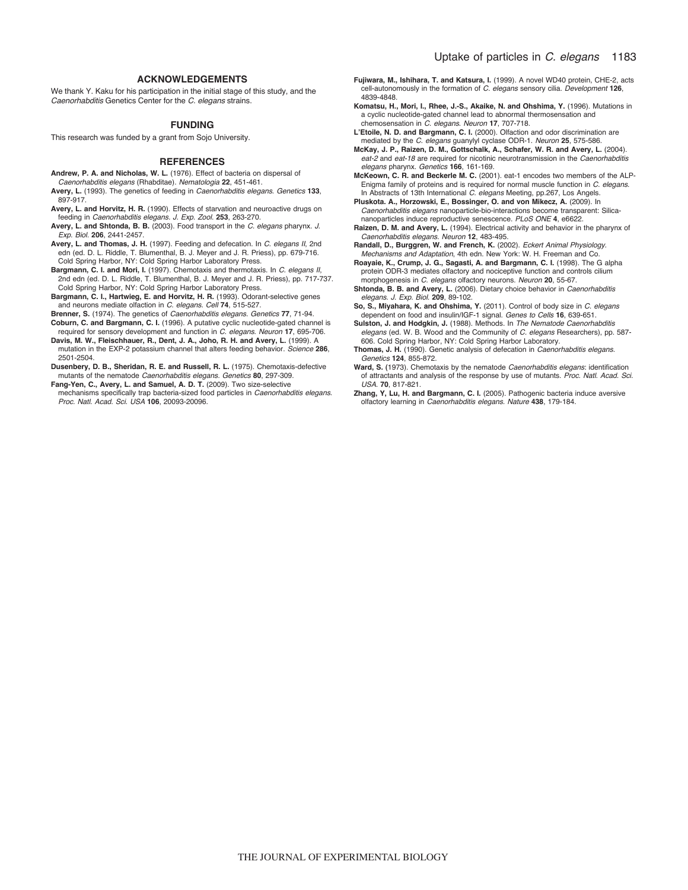## ACKNOWLEDGEMENTS

We thank Y. Kaku for his participation in the initial stage of this study, and the *Caenorhabditis* Genetics Center for the *C. elegans* strains.

## FUNDING

This research was funded by a grant from Sojo University.

## REFERENCES

**Andrew, P. A. and Nicholas, W. L.** (1976). Effect of bacteria on dispersal of *Caenorhabditis elegans* (Rhabditae). *Nematologia* **22**, 451-461.

**Avery, L.** (1993). The genetics of feeding in *Caenorhabditis elegans*. *Genetics* **133**, 897-917.

**Avery, L. and Horvitz, H. R.** (1990). Effects of starvation and neuroactive drugs on feeding in *Caenorhabditis elegans*. *J. Exp. Zool.* **253**, 263-270.

**Avery, L. and Shtonda, B. B.** (2003). Food transport in the *C. elegans* pharynx. *J. Exp. Biol.* **206**, 2441-2457.

**Avery, L. and Thomas, J. H.** (1997). Feeding and defecation. In *C. elegans II*, 2nd edn (ed. D. L. Riddle, T. Blumenthal, B. J. Meyer and J. R. Priess), pp. 679-716. Cold Spring Harbor, NY: Cold Spring Harbor Laboratory Press.

**Bargmann, C. I. and Mori, I.** (1997). Chemotaxis and thermotaxis. In *C. elegans II*, 2nd edn (ed. D. L. Riddle, T. Blumenthal, B. J. Meyer and J. R. Priess), pp. 717-737. Cold Spring Harbor, NY: Cold Spring Harbor Laboratory Press.

**Bargmann, C. I., Hartwieg, E. and Horvitz, H. R.** (1993). Odorant-selective genes and neurons mediate olfaction in *C. elegans*. *Cell* **74**, 515-527.

**Brenner, S.** (1974). The genetics of *Caenorhabditis elegans*. *Genetics* **77**, 71-94.

**Coburn, C. and Bargmann, C. I.** (1996). A putative cyclic nucleotide-gated channel is required for sensory development and function in *C. elegans*. *Neuron* **17**, 695-706.

**Davis, M. W., Fleischhauer, R., Dent, J. A., Joho, R. H. and Avery, L.** (1999). A mutation in the EXP-2 potassium channel that alters feeding behavior. *Science* **286**, 2501-2504.

**Dusenbery, D. B., Sheridan, R. E. and Russell, R. L.** (1975). Chemotaxis-defective mutants of the nematode *Caenorhabditis elegans*. *Genetics* **80**, 297-309.

**Fang-Yen, C., Avery, L. and Samuel, A. D. T.** (2009). Two size-selective mechanisms specifically trap bacteria-sized food particles in *Caenorhabditis elegans*. *Proc. Natl. Acad. Sci. USA* **106**, 20093-20096.

**Fujiwara, M., Ishihara, T. and Katsura, I.** (1999). A novel WD40 protein, CHE-2, acts cell-autonomously in the formation of *C. elegans* sensory cilia. *Development* **126**, 4839-4848.

**Komatsu, H., Mori, I., Rhee, J.-S., Akaike, N. and Ohshima, Y.** (1996). Mutations in a cyclic nucleotide-gated channel lead to abnormal thermosensation and chemosensation in *C. elegans*. *Neuron* **17**, 707-718.

**L'Etoile, N. D. and Bargmann, C. I.** (2000). Olfaction and odor discrimination are mediated by the *C. elegans* guanylyl cyclase ODR-1. *Neuron* **25**, 575-586.

**McKay, J. P., Raizen, D. M., Gottschalk, A., Schafer, W. R. and Avery, L.** (2004). *eat-2* and *eat-18* are required for nicotinic neurotransmission in the *Caenorhabditis elegans* pharynx. *Genetics* **166**, 161-169.

**McKeown, C. R. and Beckerle M. C.** (2001). eat-1 encodes two members of the ALP-Enigma family of proteins and is required for normal muscle function in *C. elegans*. In Abstracts of 13th International *C. elegans* Meeting, pp.267, Los Angels.

**Pluskota. A., Horzowski, E., Bossinger, O. and von Mikecz, A.** (2009). In *Caenorhabditis elegans* nanoparticle-bio-interactions become transparent: Silica-nanoparticles induce reproductive senescence. *PLoS ONE* **4**, e6622.

**Raizen, D. M. and Avery, L.** (1994). Electrical activity and behavior in the pharynx of *Caenorhabditis elegans*. *Neuron* **12**, 483-495.

**Randall, D., Burggren, W. and French, K.** (2002). *Eckert Animal Physiology. Mechanisms and Adaptation*, 4th edn. New York: W. H. Freeman and Co.

**Roayaie, K., Crump, J. G., Sagasti, A. and Bargmann, C. I.** (1998). The G alpha protein ODR-3 mediates olfactory and nociceptive function and controls cilium morphogenesis in *C. elegans* olfactory neurons. *Neuron* **20**, 55-67.

**Shtonda, B. B. and Avery, L.** (2006). Dietary choice behavior in *Caenorhabditis elegans*. *J. Exp. Biol.* **209**, 89-102.

**So, S., Miyahara, K. and Ohshima, Y.** (2011). Control of body size in *C. elegans* dependent on food and insulin/IGF-1 signal. *Genes to Cells* **16**, 639-651.

**Sulston, J. and Hodgkin, J.** (1988). Methods. In *The Nematode Caenorhabditis elegans* (ed. W. B. Wood and the Community of *C. elegans* Researchers), pp. 587-606. Cold Spring Harbor, NY: Cold Spring Harbor Laboratory.

**Thomas, J. H.** (1990). Genetic analysis of defecation in *Caenorhabditis elegans*. *Genetics* **124**, 855-872.

**Ward, S.** (1973). Chemotaxis by the nematode *Caenorhabditis elegans*: identification of attractants and analysis of the response by use of mutants. *Proc. Natl. Acad. Sci. USA.* **70**, 817-821.

**Zhang, Y, Lu, H. and Bargmann, C. I.** (2005). Pathogenic bacteria induce aversive olfactory learning in *Caenorhabditis elegans*. *Nature* **438**, 179-184.